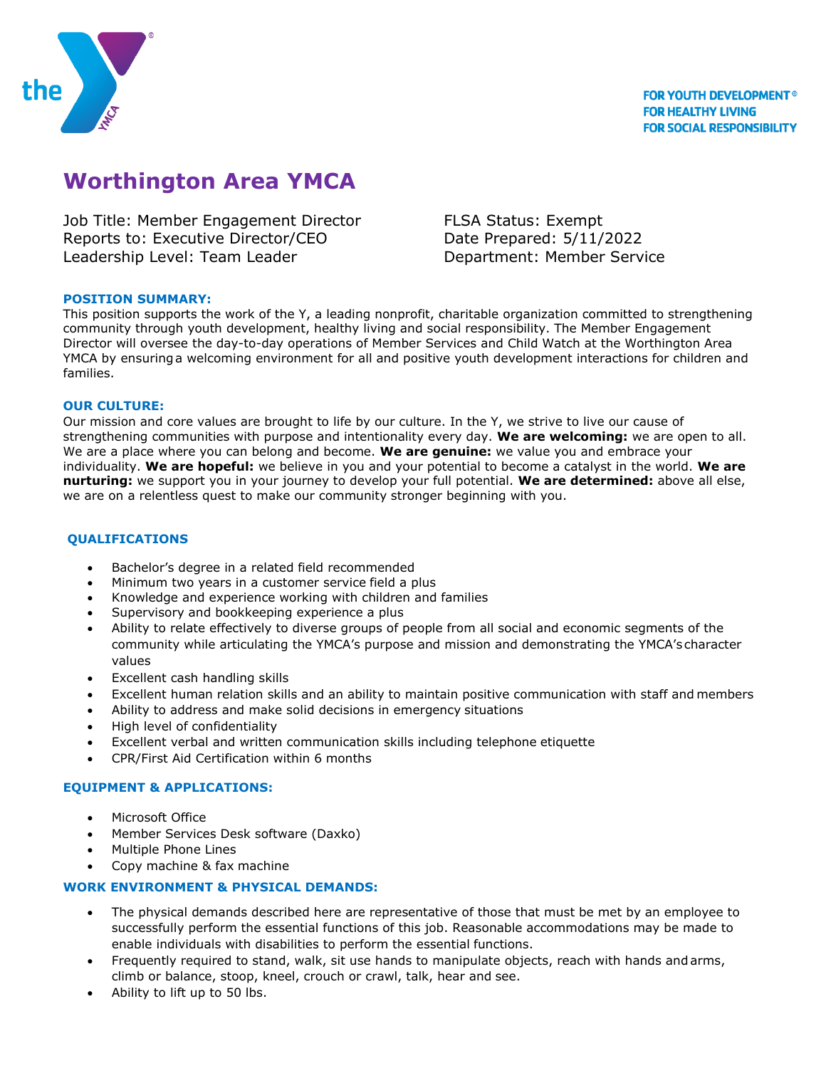FOR YOUTH DEVELOPMENT®
FOR HEALTHY LIVING
FOR SOCIAL RESPONSIBILITY

# Worthington Area YMCA

Job Title: Member Engagement Director
Reports to: Executive Director/CEO
Leadership Level: Team Leader

FLSA Status: Exempt
Date Prepared: 5/11/2022
Department: Member Service

### POSITION SUMMARY:

This position supports the work of the Y, a leading nonprofit, charitable organization committed to strengthening community through youth development, healthy living and social responsibility. The Member Engagement Director will oversee the day-to-day operations of Member Services and Child Watch at the Worthington Area YMCA by ensuring a welcoming environment for all and positive youth development interactions for children and families.

### OUR CULTURE:

Our mission and core values are brought to life by our culture. In the Y, we strive to live our cause of strengthening communities with purpose and intentionality every day. **We are welcoming:** we are open to all. We are a place where you can belong and become. **We are genuine:** we value you and embrace your individuality. **We are hopeful:** we believe in you and your potential to become a catalyst in the world. **We are nurturing:** we support you in your journey to develop your full potential. **We are determined:** above all else, we are on a relentless quest to make our community stronger beginning with you.

### QUALIFICATIONS

- Bachelor's degree in a related field recommended
- Minimum two years in a customer service field a plus
- Knowledge and experience working with children and families
- Supervisory and bookkeeping experience a plus
- Ability to relate effectively to diverse groups of people from all social and economic segments of the community while articulating the YMCA's purpose and mission and demonstrating the YMCA's character values
- Excellent cash handling skills
- Excellent human relation skills and an ability to maintain positive communication with staff and members
- Ability to address and make solid decisions in emergency situations
- High level of confidentiality
- Excellent verbal and written communication skills including telephone etiquette
- CPR/First Aid Certification within 6 months

### EQUIPMENT & APPLICATIONS:

- Microsoft Office
- Member Services Desk software (Daxko)
- Multiple Phone Lines
- Copy machine & fax machine

### WORK ENVIRONMENT & PHYSICAL DEMANDS:

- The physical demands described here are representative of those that must be met by an employee to successfully perform the essential functions of this job. Reasonable accommodations may be made to enable individuals with disabilities to perform the essential functions.
- Frequently required to stand, walk, sit use hands to manipulate objects, reach with hands and arms, climb or balance, stoop, kneel, crouch or crawl, talk, hear and see.
- Ability to lift up to 50 lbs.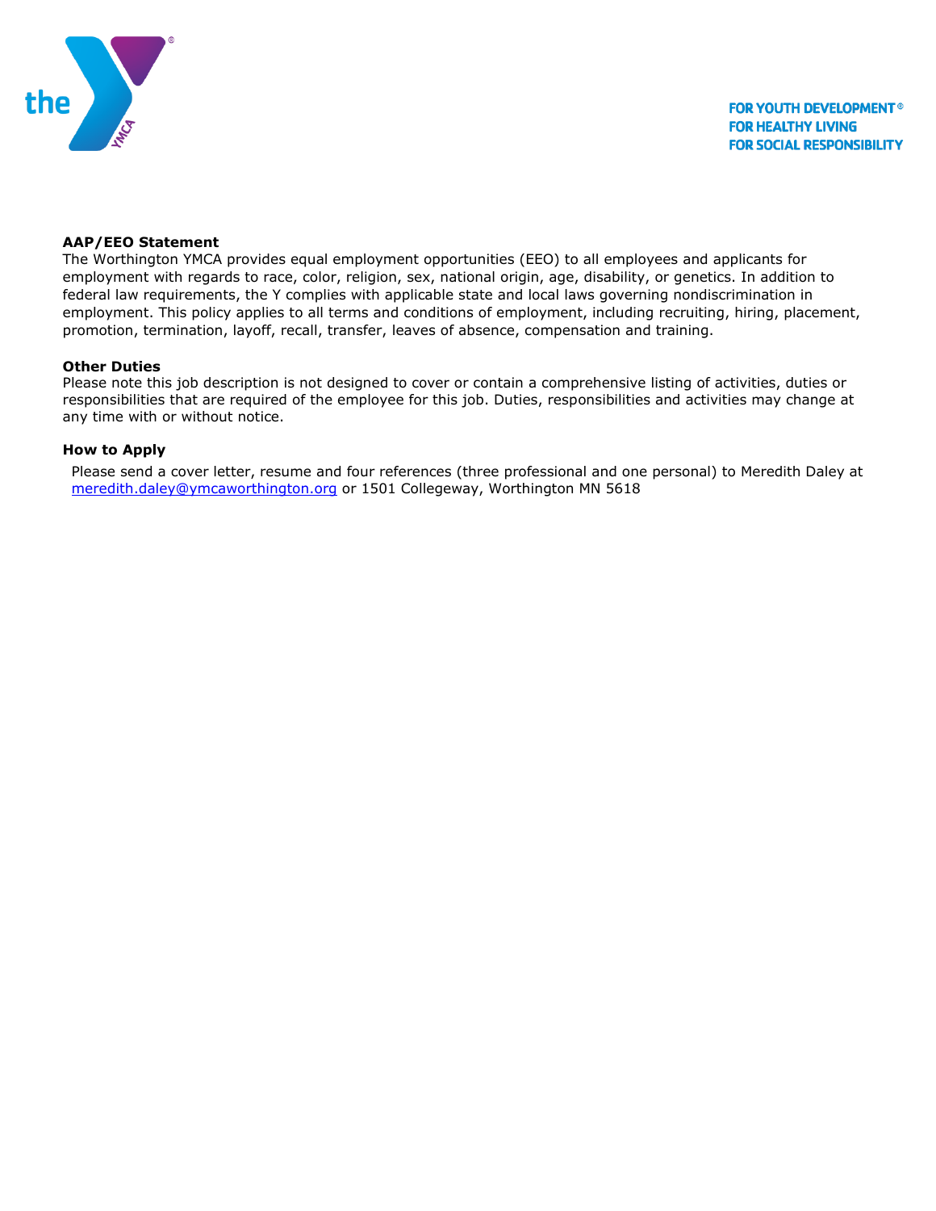**FOR YOUTH DEVELOPMENT®**
**FOR HEALTHY LIVING**
**FOR SOCIAL RESPONSIBILITY**

**AAP/EEO Statement**

The Worthington YMCA provides equal employment opportunities (EEO) to all employees and applicants for employment with regards to race, color, religion, sex, national origin, age, disability, or genetics. In addition to federal law requirements, the Y complies with applicable state and local laws governing nondiscrimination in employment. This policy applies to all terms and conditions of employment, including recruiting, hiring, placement, promotion, termination, layoff, recall, transfer, leaves of absence, compensation and training.

**Other Duties**

Please note this job description is not designed to cover or contain a comprehensive listing of activities, duties or responsibilities that are required of the employee for this job. Duties, responsibilities and activities may change at any time with or without notice.

**How to Apply**

Please send a cover letter, resume and four references (three professional and one personal) to Meredith Daley at meredith.daley@ymcaworthington.org or 1501 Collegeway, Worthington MN 5618